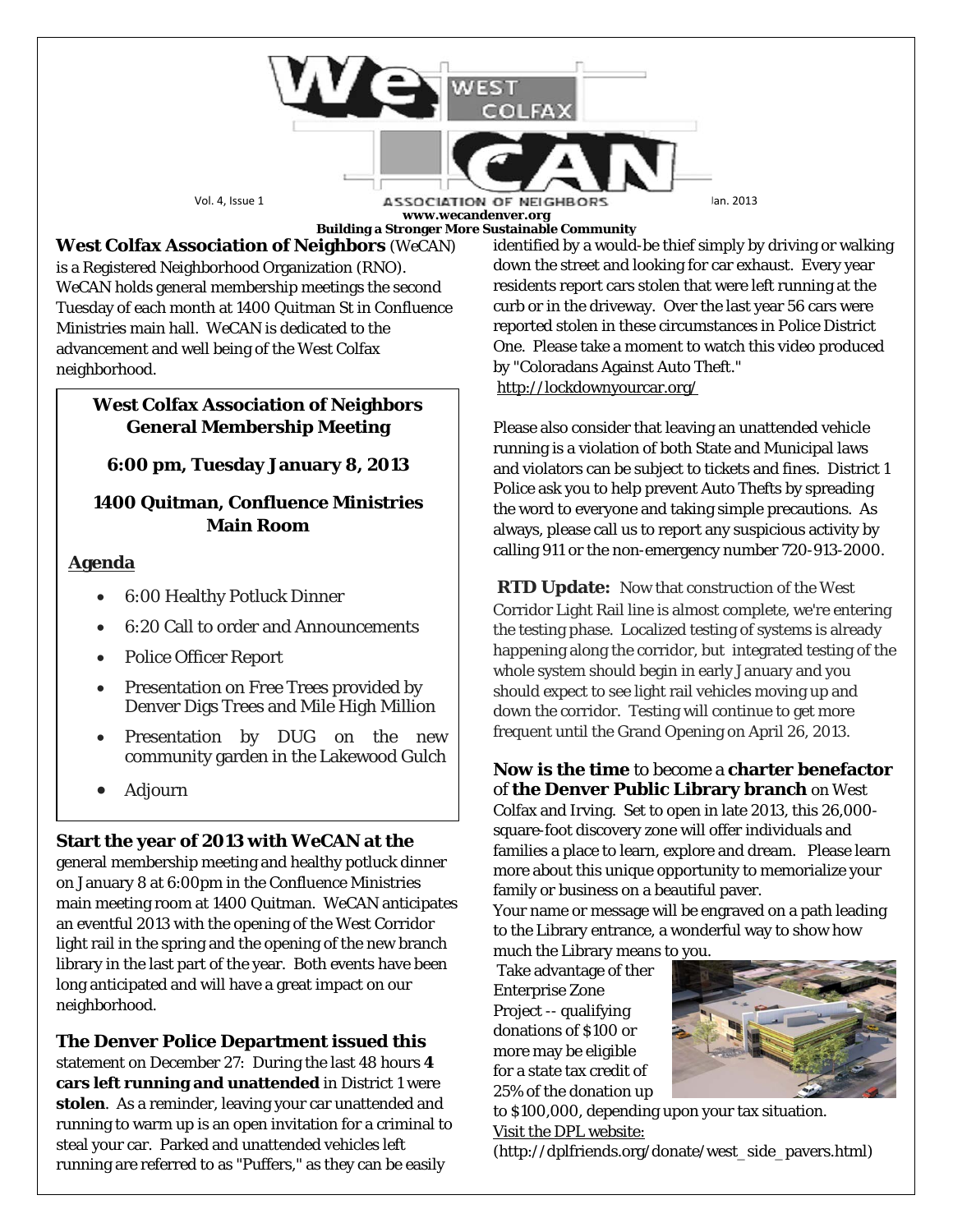# WeCAN West Colfax Association of Neighbors

Vol. 4, Issue 1 Jan. 2013

www.wecandenver.org

**Building a Stronger More Sustainable Community**

**West Colfax Association of Neighbors** (WeCAN) is a Registered Neighborhood Organization (RNO). WeCAN holds general membership meetings the second Tuesday of each month at 1400 Quitman St in Confluence Ministries main hall. WeCAN is dedicated to the advancement and well being of the West Colfax neighborhood.

**West Colfax Association of Neighbors General Membership Meeting**

**6:00 pm, Tuesday January 8, 2013**

**1400 Quitman, Confluence Ministries Main Room**

**Agenda**

- 6:00 Healthy Potluck Dinner
- 6:20 Call to order and Announcements
- Police Officer Report
- Presentation on Free Trees provided by Denver Digs Trees and Mile High Million
- Presentation by DUG on the new community garden in the Lakewood Gulch
- Adjourn

**Start the year of 2013 with WeCAN at the** general membership meeting and healthy potluck dinner on January 8 at 6:00pm in the Confluence Ministries main meeting room at 1400 Quitman. WeCAN anticipates an eventful 2013 with the opening of the West Corridor light rail in the spring and the opening of the new branch library in the last part of the year. Both events have been long anticipated and will have a great impact on our neighborhood.

**The Denver Police Department issued this** statement on December 27: During the last 48 hours **4 cars left running and unattended** in District 1 were **stolen**. As a reminder, leaving your car unattended and running to warm up is an open invitation for a criminal to steal your car. Parked and unattended vehicles left running are referred to as "Puffers," as they can be easily identified by a would-be thief simply by driving or walking down the street and looking for car exhaust. Every year residents report cars stolen that were left running at the curb or in the driveway. Over the last year 56 cars were reported stolen in these circumstances in Police District One. Please take a moment to watch this video produced by "Coloradans Against Auto Theft." http://lockdownyourcar.org/

Please also consider that leaving an unattended vehicle running is a violation of both State and Municipal laws and violators can be subject to tickets and fines. District 1 Police ask you to help prevent Auto Thefts by spreading the word to everyone and taking simple precautions. As always, please call us to report any suspicious activity by calling 911 or the non-emergency number 720-913-2000.

**RTD Update:** Now that construction of the West Corridor Light Rail line is almost complete, we're entering the testing phase. Localized testing of systems is already happening along the corridor, but integrated testing of the whole system should begin in early January and you should expect to see light rail vehicles moving up and down the corridor. Testing will continue to get more frequent until the Grand Opening on April 26, 2013.

**Now is the time** to become a **charter benefactor** of **the Denver Public Library branch** on West Colfax and Irving. Set to open in late 2013, this 26,000-square-foot discovery zone will offer individuals and families a place to learn, explore and dream. Please learn more about this unique opportunity to memorialize your family or business on a beautiful paver.

Your name or message will be engraved on a path leading to the Library entrance, a wonderful way to show how much the Library means to you.

Take advantage of ther Enterprise Zone Project -- qualifying donations of $100 or more may be eligible for a state tax credit of 25% of the donation up to $100,000, depending upon your tax situation.

Visit the DPL website:

(http://dplfriends.org/donate/west_side_pavers.html)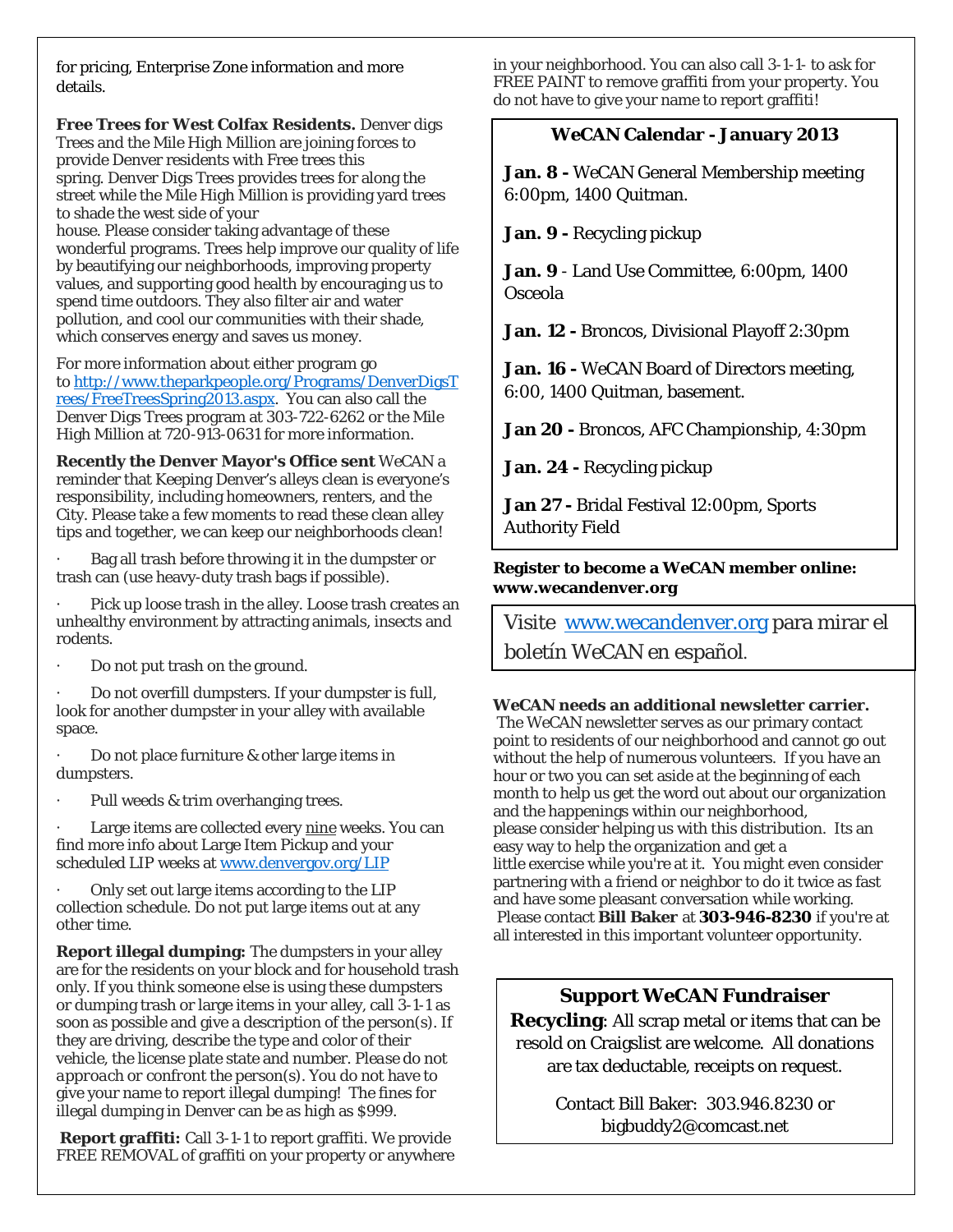for pricing, Enterprise Zone information and more details.

**Free Trees for West Colfax Residents.** Denver digs Trees and the Mile High Million are joining forces to provide Denver residents with Free trees this spring. Denver Digs Trees provides trees for along the street while the Mile High Million is providing yard trees to shade the west side of your house. Please consider taking advantage of these wonderful programs. Trees help improve our quality of life by beautifying our neighborhoods, improving property values, and supporting good health by encouraging us to spend time outdoors. They also filter air and water pollution, and cool our communities with their shade, which conserves energy and saves us money.

For more information about either program go to [http://www.theparkpeople.org/Programs/DenverDigsTrees/FreeTreesSpring2013.aspx](http://www.theparkpeople.org/Programs/DenverDigsTrees/FreeTreesSpring2013.aspx). You can also call the Denver Digs Trees program at 303-722-6262 or the Mile High Million at 720-913-0631 for more information.

**Recently the Denver Mayor's Office sent** WeCAN a reminder that Keeping Denver's alleys clean is everyone's responsibility, including homeowners, renters, and the City. Please take a few moments to read these clean alley tips and together, we can keep our neighborhoods clean!

· Bag all trash before throwing it in the dumpster or trash can (use heavy-duty trash bags if possible).

· Pick up loose trash in the alley. Loose trash creates an unhealthy environment by attracting animals, insects and rodents.

· Do not put trash on the ground.

· Do not overfill dumpsters. If your dumpster is full, look for another dumpster in your alley with available space.

· Do not place furniture & other large items in dumpsters.

· Pull weeds & trim overhanging trees.

· Large items are collected every nine weeks. You can find more info about Large Item Pickup and your scheduled LIP weeks at [www.denvergov.org/LIP](http://www.denvergov.org/LIP)

· Only set out large items according to the LIP collection schedule. Do not put large items out at any other time.

**Report illegal dumping:** The dumpsters in your alley are for the residents on your block and for household trash only. If you think someone else is using these dumpsters or dumping trash or large items in your alley, call 3-1-1 as soon as possible and give a description of the person(s). If they are driving, describe the type and color of their vehicle, the license plate state and number. *Please do not approach* or confront the person(s). You do not have to give your name to report illegal dumping! The fines for illegal dumping in Denver can be as high as $999.

**Report graffiti:** Call 3-1-1 to report graffiti. We provide FREE REMOVAL of graffiti on your property or anywhere in your neighborhood. You can also call 3-1-1- to ask for FREE PAINT to remove graffiti from your property. You do not have to give your name to report graffiti!

## WeCAN Calendar - January 2013

**Jan. 8 -** WeCAN General Membership meeting 6:00pm, 1400 Quitman.

**Jan. 9 -** Recycling pickup

**Jan. 9** - Land Use Committee, 6:00pm, 1400 Osceola

**Jan. 12 -** Broncos, Divisional Playoff 2:30pm

**Jan. 16 -** WeCAN Board of Directors meeting, 6:00, 1400 Quitman, basement.

**Jan 20 -** Broncos, AFC Championship, 4:30pm

**Jan. 24 -** Recycling pickup

**Jan 27 -** Bridal Festival 12:00pm, Sports Authority Field

**Register to become a WeCAN member online: www.wecandenver.org**

Visite [www.wecandenver.org](http://www.wecandenver.org) para mirar el boletín WeCAN en español.

**WeCAN needs an additional newsletter carrier.** The WeCAN newsletter serves as our primary contact point to residents of our neighborhood and cannot go out without the help of numerous volunteers. If you have an hour or two you can set aside at the beginning of each month to help us get the word out about our organization and the happenings within our neighborhood, please consider helping us with this distribution. Its an easy way to help the organization and get a little exercise while you're at it. You might even consider partnering with a friend or neighbor to do it twice as fast and have some pleasant conversation while working. Please contact **Bill Baker** at **303-946-8230** if you're at all interested in this important volunteer opportunity.

## Support WeCAN Fundraiser

**Recycling**: All scrap metal or items that can be resold on Craigslist are welcome. All donations are tax deductable, receipts on request.

Contact Bill Baker: 303.946.8230 or bigbuddy2@comcast.net